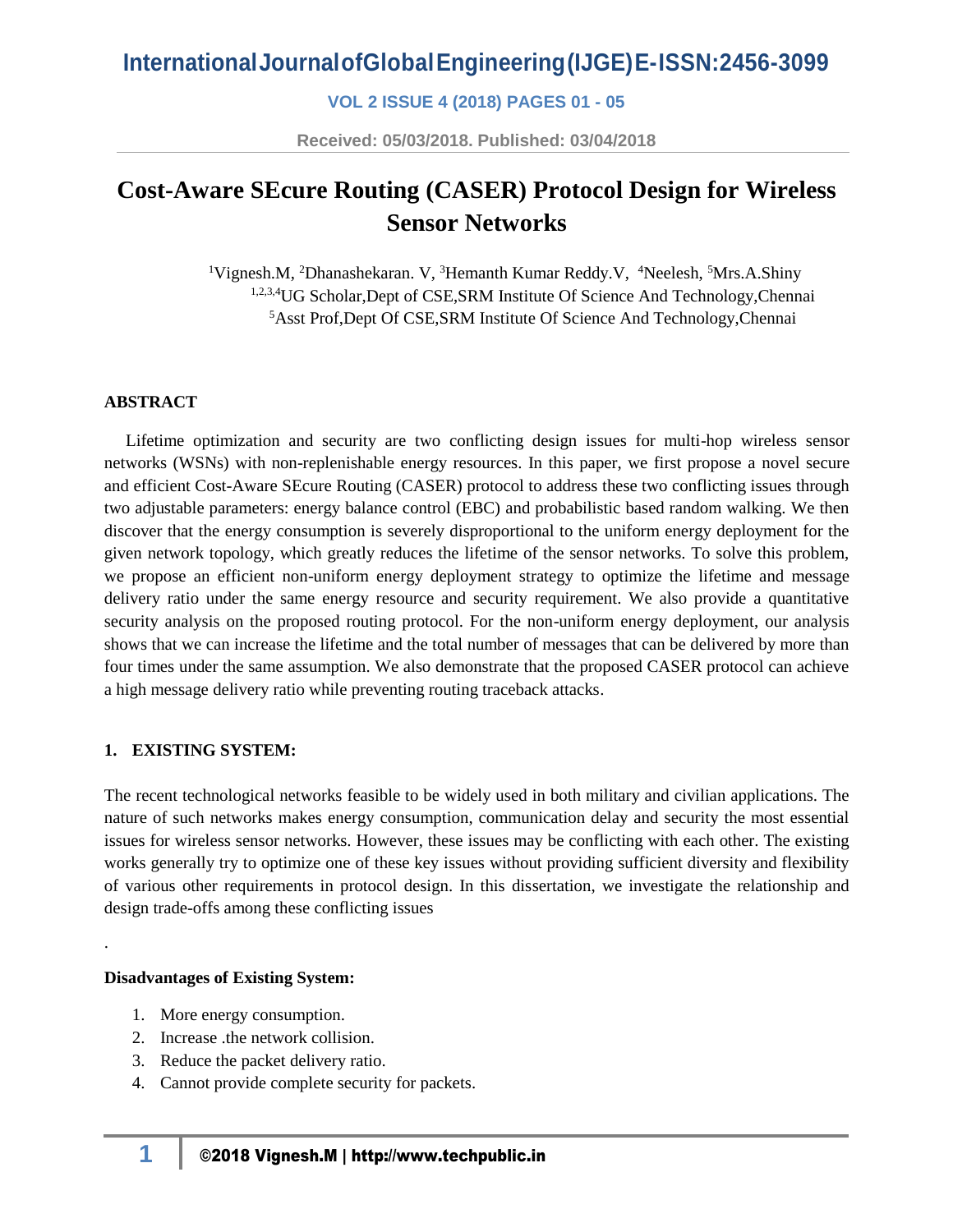# Cost-Aware SEcure Routing (CASER) Protocol Design for Wireless Sensor Networks

[1]Vignesh.M, [2]Dhanashekaran. V, [3]Hemanth Kumar Reddy.V, [4]Neelesh, [5]Mrs.A.Shiny

[1,2,3,4]UG Scholar,Dept of CSE,SRM Institute Of Science And Technology,Chennai

[5]Asst Prof,Dept Of CSE,SRM Institute Of Science And Technology,Chennai

**ABSTRACT**

Lifetime optimization and security are two conflicting design issues for multi-hop wireless sensor networks (WSNs) with non-replenishable energy resources. In this paper, we first propose a novel secure and efficient Cost-Aware SEcure Routing (CASER) protocol to address these two conflicting issues through two adjustable parameters: energy balance control (EBC) and probabilistic based random walking. We then discover that the energy consumption is severely disproportional to the uniform energy deployment for the given network topology, which greatly reduces the lifetime of the sensor networks. To solve this problem, we propose an efficient non-uniform energy deployment strategy to optimize the lifetime and message delivery ratio under the same energy resource and security requirement. We also provide a quantitative security analysis on the proposed routing protocol. For the non-uniform energy deployment, our analysis shows that we can increase the lifetime and the total number of messages that can be delivered by more than four times under the same assumption. We also demonstrate that the proposed CASER protocol can achieve a high message delivery ratio while preventing routing traceback attacks.

## 1. EXISTING SYSTEM:

The recent technological networks feasible to be widely used in both military and civilian applications. The nature of such networks makes energy consumption, communication delay and security the most essential issues for wireless sensor networks. However, these issues may be conflicting with each other. The existing works generally try to optimize one of these key issues without providing sufficient diversity and flexibility of various other requirements in protocol design. In this dissertation, we investigate the relationship and design trade-offs among these conflicting issues

.

**Disadvantages of Existing System:**

1. More energy consumption.
2. Increase .the network collision.
3. Reduce the packet delivery ratio.
4. Cannot provide complete security for packets.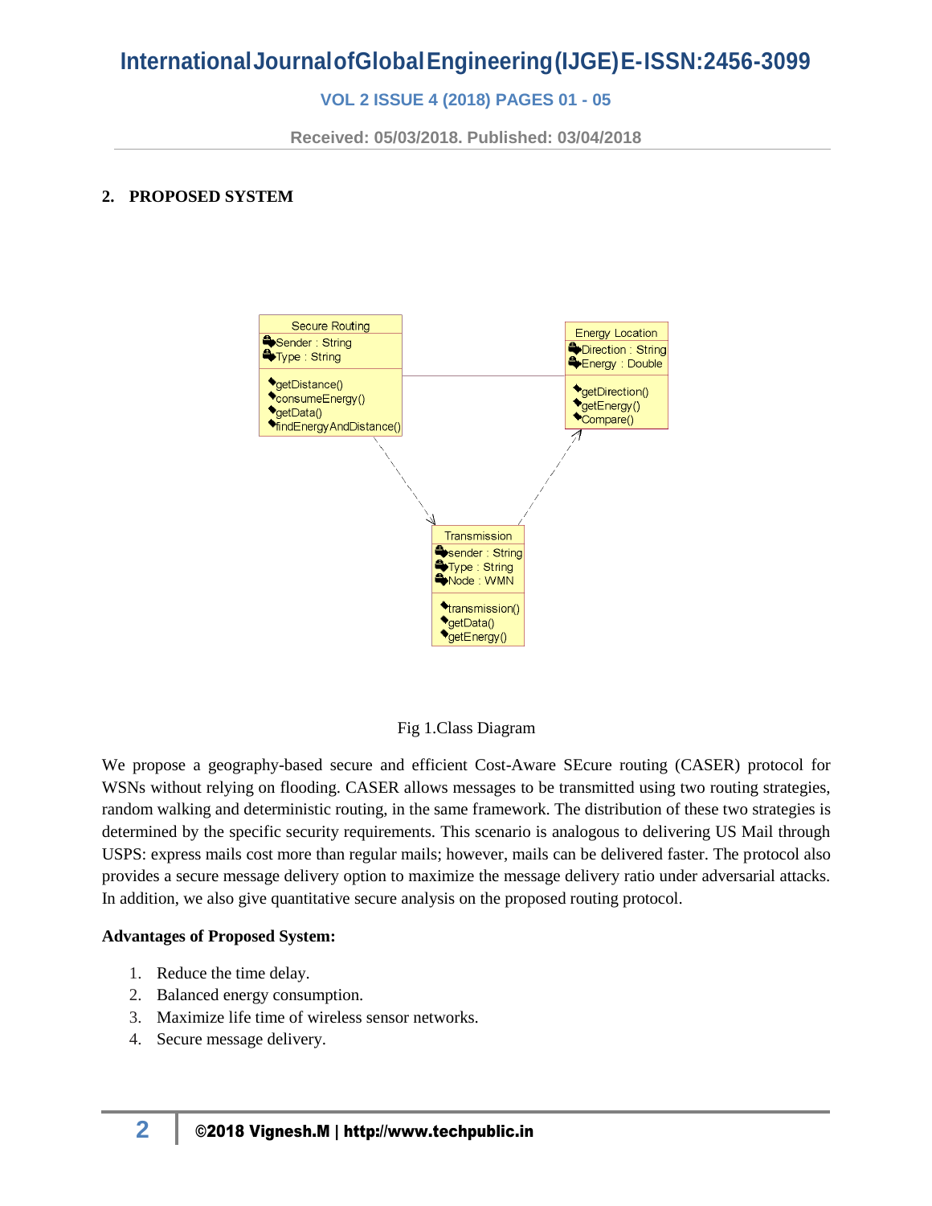## 2. PROPOSED SYSTEM

Fig 1.Class Diagram

We propose a geography-based secure and efficient Cost-Aware SEcure routing (CASER) protocol for WSNs without relying on flooding. CASER allows messages to be transmitted using two routing strategies, random walking and deterministic routing, in the same framework. The distribution of these two strategies is determined by the specific security requirements. This scenario is analogous to delivering US Mail through USPS: express mails cost more than regular mails; however, mails can be delivered faster. The protocol also provides a secure message delivery option to maximize the message delivery ratio under adversarial attacks. In addition, we also give quantitative secure analysis on the proposed routing protocol.

**Advantages of Proposed System:**

1. Reduce the time delay.
2. Balanced energy consumption.
3. Maximize life time of wireless sensor networks.
4. Secure message delivery.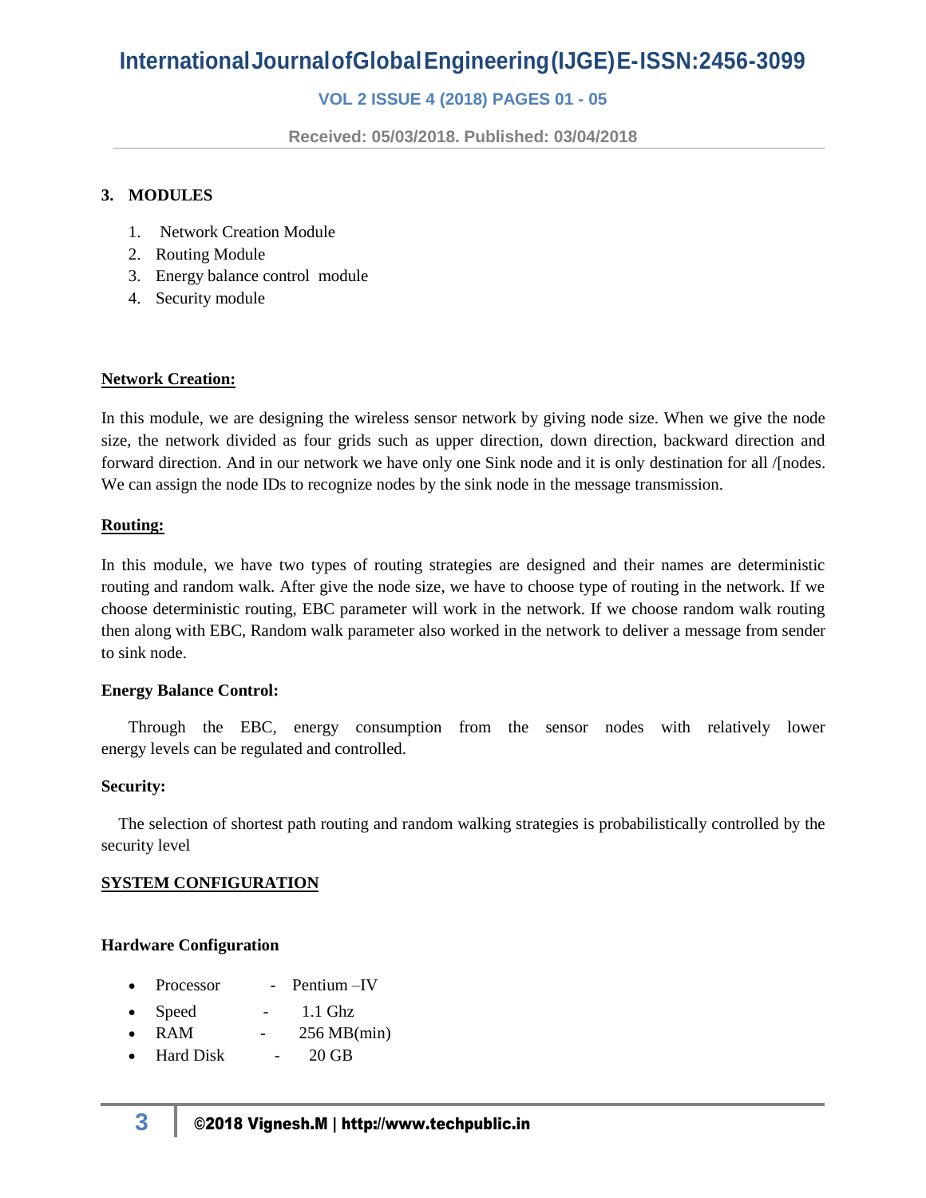## 3. MODULES

1. Network Creation Module
2. Routing Module
3. Energy balance control module
4. Security module

**Network Creation:**

In this module, we are designing the wireless sensor network by giving node size. When we give the node size, the network divided as four grids such as upper direction, down direction, backward direction and forward direction. And in our network we have only one Sink node and it is only destination for all /[nodes. We can assign the node IDs to recognize nodes by the sink node in the message transmission.

**Routing:**

In this module, we have two types of routing strategies are designed and their names are deterministic routing and random walk. After give the node size, we have to choose type of routing in the network. If we choose deterministic routing, EBC parameter will work in the network. If we choose random walk routing then along with EBC, Random walk parameter also worked in the network to deliver a message from sender to sink node.

**Energy Balance Control:**

Through the EBC, energy consumption from the sensor nodes with relatively lower energy levels can be regulated and controlled.

**Security:**

The selection of shortest path routing and random walking strategies is probabilistically controlled by the security level

**SYSTEM CONFIGURATION**

**Hardware Configuration**

- Processor - Pentium –IV
- Speed - 1.1 Ghz
- RAM - 256 MB(min)
- Hard Disk - 20 GB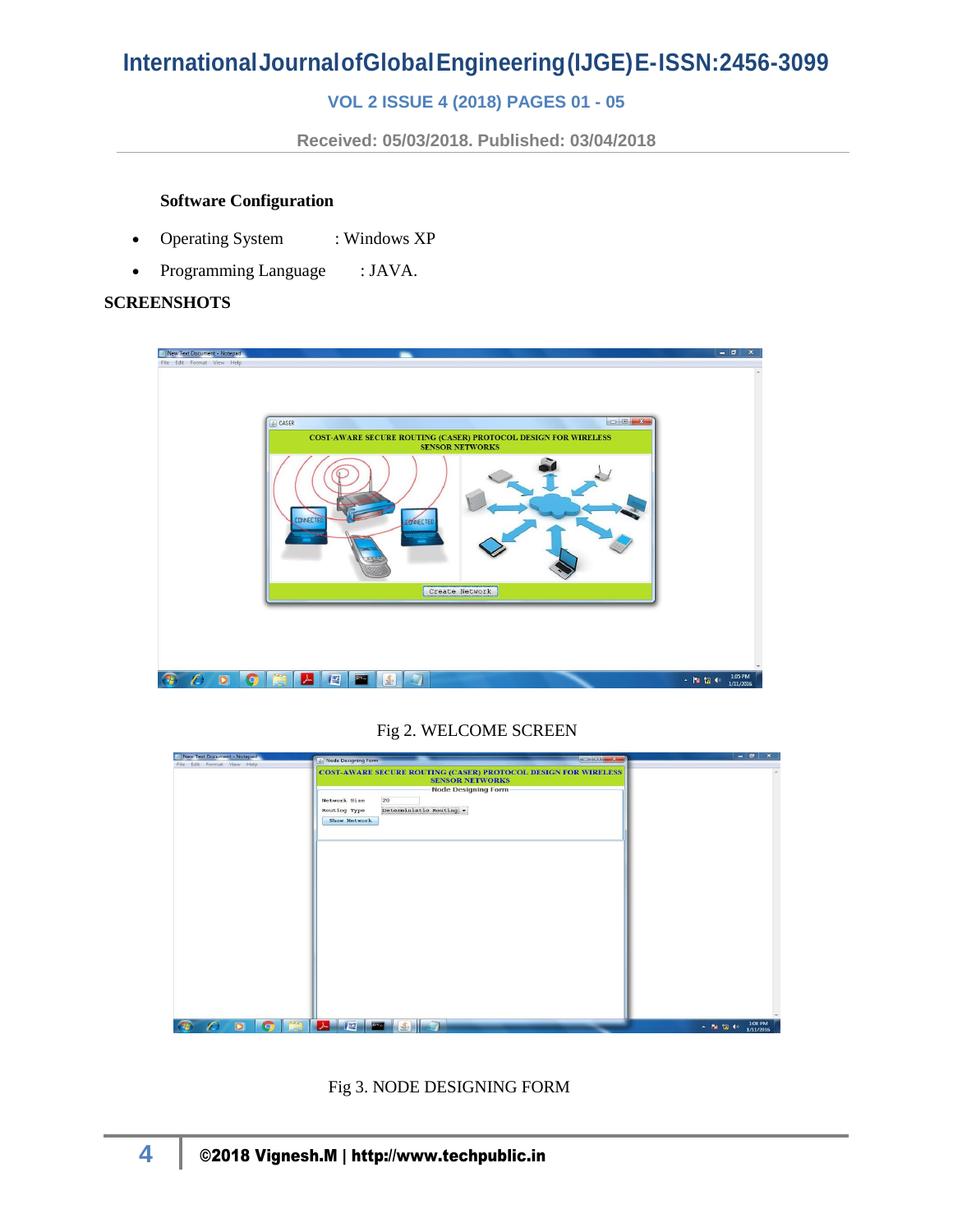**Software Configuration**

- Operating System : Windows XP
- Programming Language : JAVA.

**SCREENSHOTS**

Fig 2. WELCOME SCREEN

Fig 3. NODE DESIGNING FORM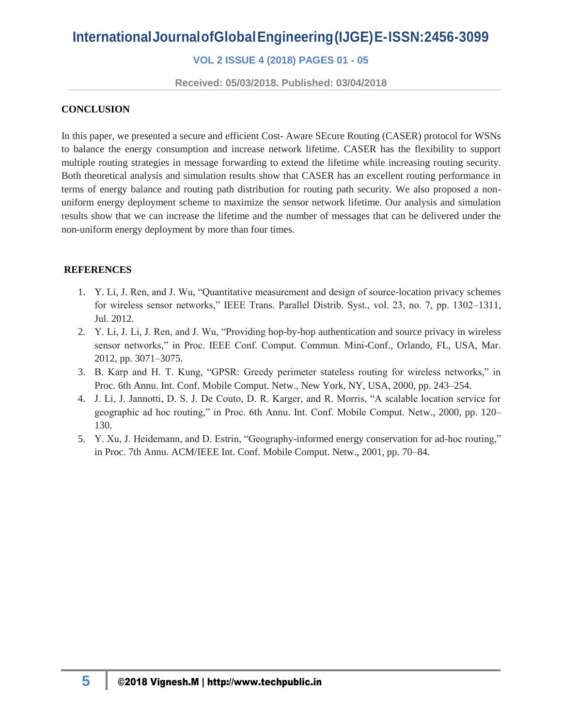## CONCLUSION

In this paper, we presented a secure and efficient Cost- Aware SEcure Routing (CASER) protocol for WSNs to balance the energy consumption and increase network lifetime. CASER has the flexibility to support multiple routing strategies in message forwarding to extend the lifetime while increasing routing security. Both theoretical analysis and simulation results show that CASER has an excellent routing performance in terms of energy balance and routing path distribution for routing path security. We also proposed a non-uniform energy deployment scheme to maximize the sensor network lifetime. Our analysis and simulation results show that we can increase the lifetime and the number of messages that can be delivered under the non-uniform energy deployment by more than four times.

## REFERENCES

1. Y. Li, J. Ren, and J. Wu, "Quantitative measurement and design of source-location privacy schemes for wireless sensor networks," IEEE Trans. Parallel Distrib. Syst., vol. 23, no. 7, pp. 1302–1311, Jul. 2012.
2. Y. Li, J. Li, J. Ren, and J. Wu, "Providing hop-by-hop authentication and source privacy in wireless sensor networks," in Proc. IEEE Conf. Comput. Commun. Mini-Conf., Orlando, FL, USA, Mar. 2012, pp. 3071–3075.
3. B. Karp and H. T. Kung, "GPSR: Greedy perimeter stateless routing for wireless networks," in Proc. 6th Annu. Int. Conf. Mobile Comput. Netw., New York, NY, USA, 2000, pp. 243–254.
4. J. Li, J. Jannotti, D. S. J. De Couto, D. R. Karger, and R. Morris, "A scalable location service for geographic ad hoc routing," in Proc. 6th Annu. Int. Conf. Mobile Comput. Netw., 2000, pp. 120–130.
5. Y. Xu, J. Heidemann, and D. Estrin, "Geography-informed energy conservation for ad-hoc routing," in Proc. 7th Annu. ACM/IEEE Int. Conf. Mobile Comput. Netw., 2001, pp. 70–84.